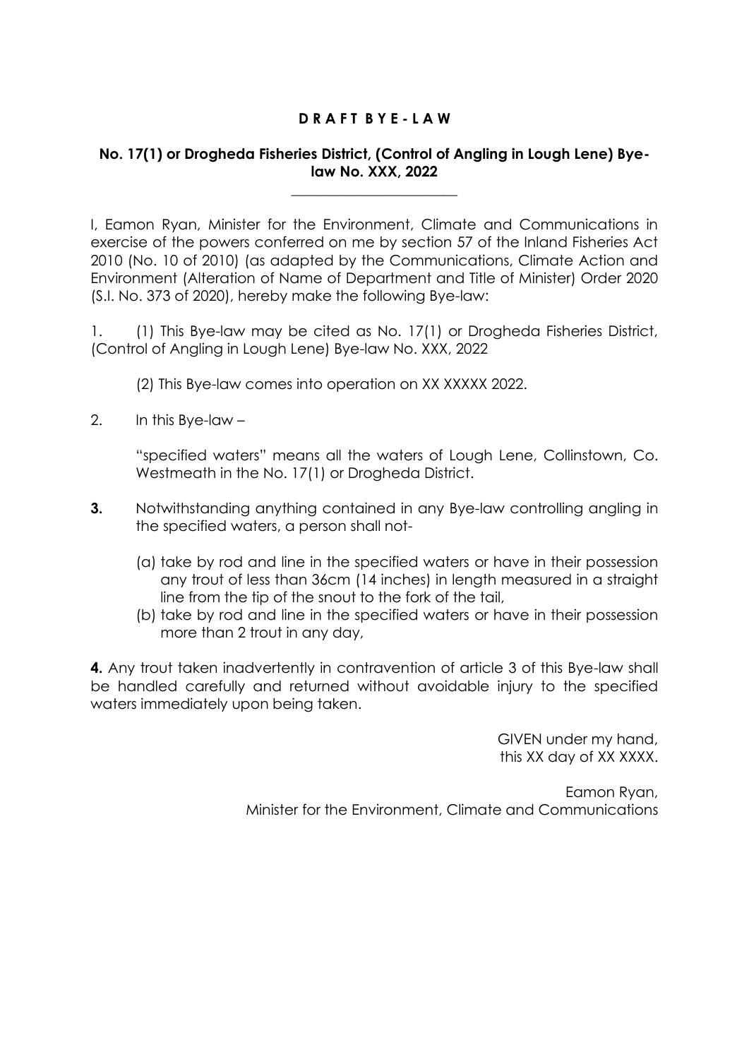**D R A F T B Y E - L A W**

**No. 17(1) or Drogheda Fisheries District, (Control of Angling in Lough Lene) Bye-law No. XXX, 2022**

---

I, Eamon Ryan, Minister for the Environment, Climate and Communications in exercise of the powers conferred on me by section 57 of the Inland Fisheries Act 2010 (No. 10 of 2010) (as adapted by the Communications, Climate Action and Environment (Alteration of Name of Department and Title of Minister) Order 2020 (S.I. No. 373 of 2020), hereby make the following Bye-law:

1. (1) This Bye-law may be cited as No. 17(1) or Drogheda Fisheries District, (Control of Angling in Lough Lene) Bye-law No. XXX, 2022

   (2) This Bye-law comes into operation on XX XXXXX 2022.

2. In this Bye-law –

   "specified waters" means all the waters of Lough Lene, Collinstown, Co. Westmeath in the No. 17(1) or Drogheda District.

**3.** Notwithstanding anything contained in any Bye-law controlling angling in the specified waters, a person shall not-

   (a) take by rod and line in the specified waters or have in their possession any trout of less than 36cm (14 inches) in length measured in a straight line from the tip of the snout to the fork of the tail,

   (b) take by rod and line in the specified waters or have in their possession more than 2 trout in any day,

**4.** Any trout taken inadvertently in contravention of article 3 of this Bye-law shall be handled carefully and returned without avoidable injury to the specified waters immediately upon being taken.

GIVEN under my hand,
this XX day of XX XXXX.

Eamon Ryan,
Minister for the Environment, Climate and Communications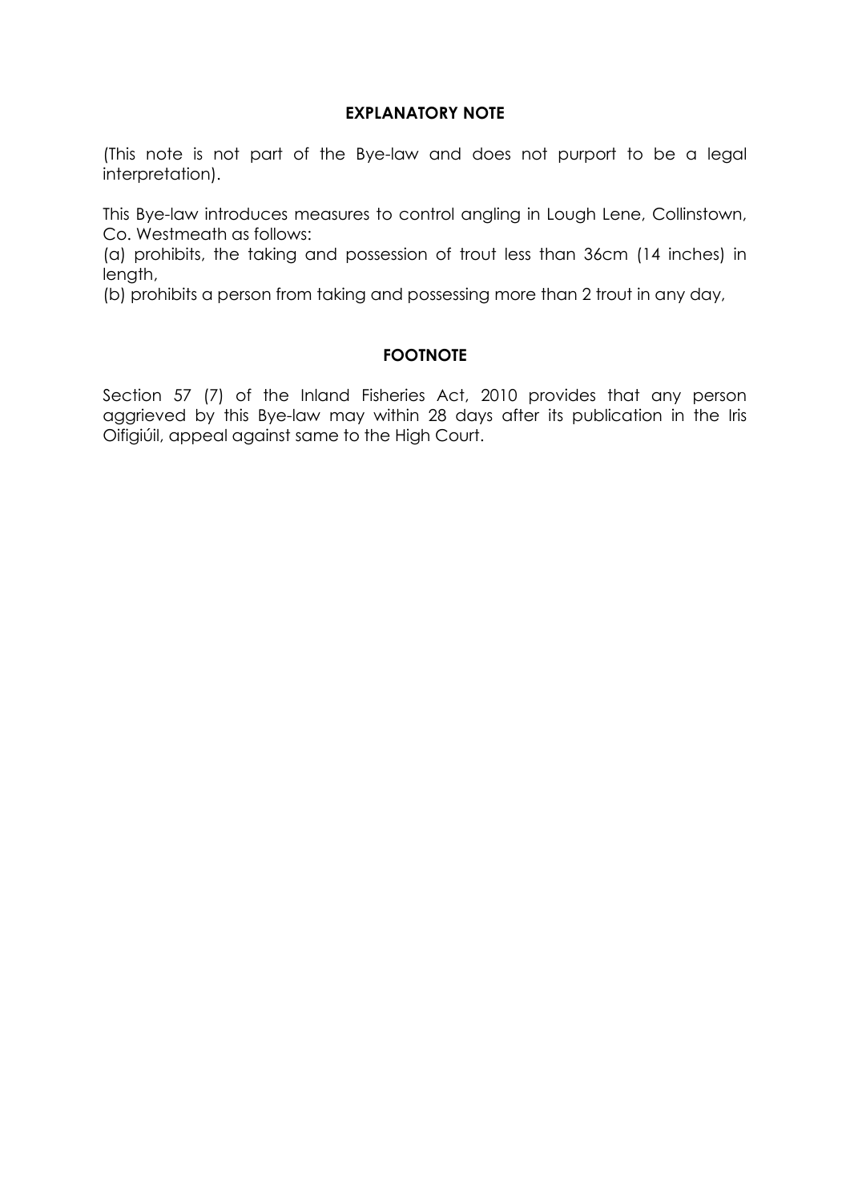## EXPLANATORY NOTE

(This note is not part of the Bye-law and does not purport to be a legal interpretation).

This Bye-law introduces measures to control angling in Lough Lene, Collinstown, Co. Westmeath as follows:

(a) prohibits, the taking and possession of trout less than 36cm (14 inches) in length,

(b) prohibits a person from taking and possessing more than 2 trout in any day,

## FOOTNOTE

Section 57 (7) of the Inland Fisheries Act, 2010 provides that any person aggrieved by this Bye-law may within 28 days after its publication in the Iris Oifigiúil, appeal against same to the High Court.